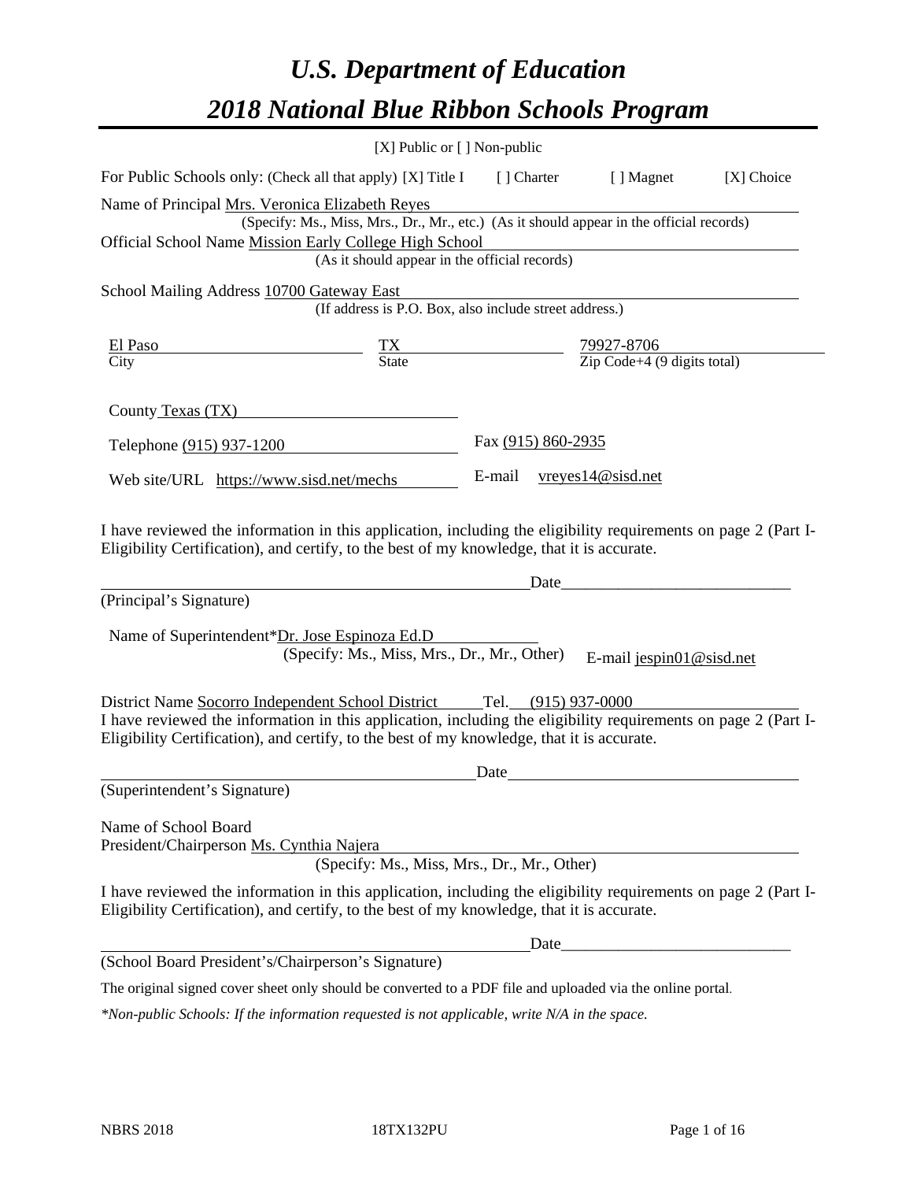# *U.S. Department of Education*

# *2018 National Blue Ribbon Schools Program*

[X] Public or [ ] Non-public

For Public Schools only: (Check all that apply) [X] Title I [ ] Charter [ ] Magnet [X] Choice

Name of Principal Mrs. Veronica Elizabeth Reyes
(Specify: Ms., Miss, Mrs., Dr., Mr., etc.) (As it should appear in the official records)

Official School Name Mission Early College High School
(As it should appear in the official records)

School Mailing Address 10700 Gateway East
(If address is P.O. Box, also include street address.)

| El Paso | TX | 79927-8706 |
|---|---|---|
| City | State | Zip Code+4 (9 digits total) |

County Texas (TX)

Telephone (915) 937-1200 Fax (915) 860-2935

Web site/URL https://www.sisd.net/mechs E-mail vreyes14@sisd.net

I have reviewed the information in this application, including the eligibility requirements on page 2 (Part I-Eligibility Certification), and certify, to the best of my knowledge, that it is accurate.

_______________________________________________ Date_______________________

(Principal's Signature)

Name of Superintendent*Dr. Jose Espinoza Ed.D
(Specify: Ms., Miss, Mrs., Dr., Mr., Other) E-mail jespin01@sisd.net

District Name Socorro Independent School District Tel. (915) 937-0000

I have reviewed the information in this application, including the eligibility requirements on page 2 (Part I-Eligibility Certification), and certify, to the best of my knowledge, that it is accurate.

_______________________________________________ Date_______________________

(Superintendent's Signature)

Name of School Board
President/Chairperson Ms. Cynthia Najera
(Specify: Ms., Miss, Mrs., Dr., Mr., Other)

I have reviewed the information in this application, including the eligibility requirements on page 2 (Part I-Eligibility Certification), and certify, to the best of my knowledge, that it is accurate.

_______________________________________________ Date_______________________

(School Board President's/Chairperson's Signature)

The original signed cover sheet only should be converted to a PDF file and uploaded via the online portal.

*\*Non-public Schools: If the information requested is not applicable, write N/A in the space.*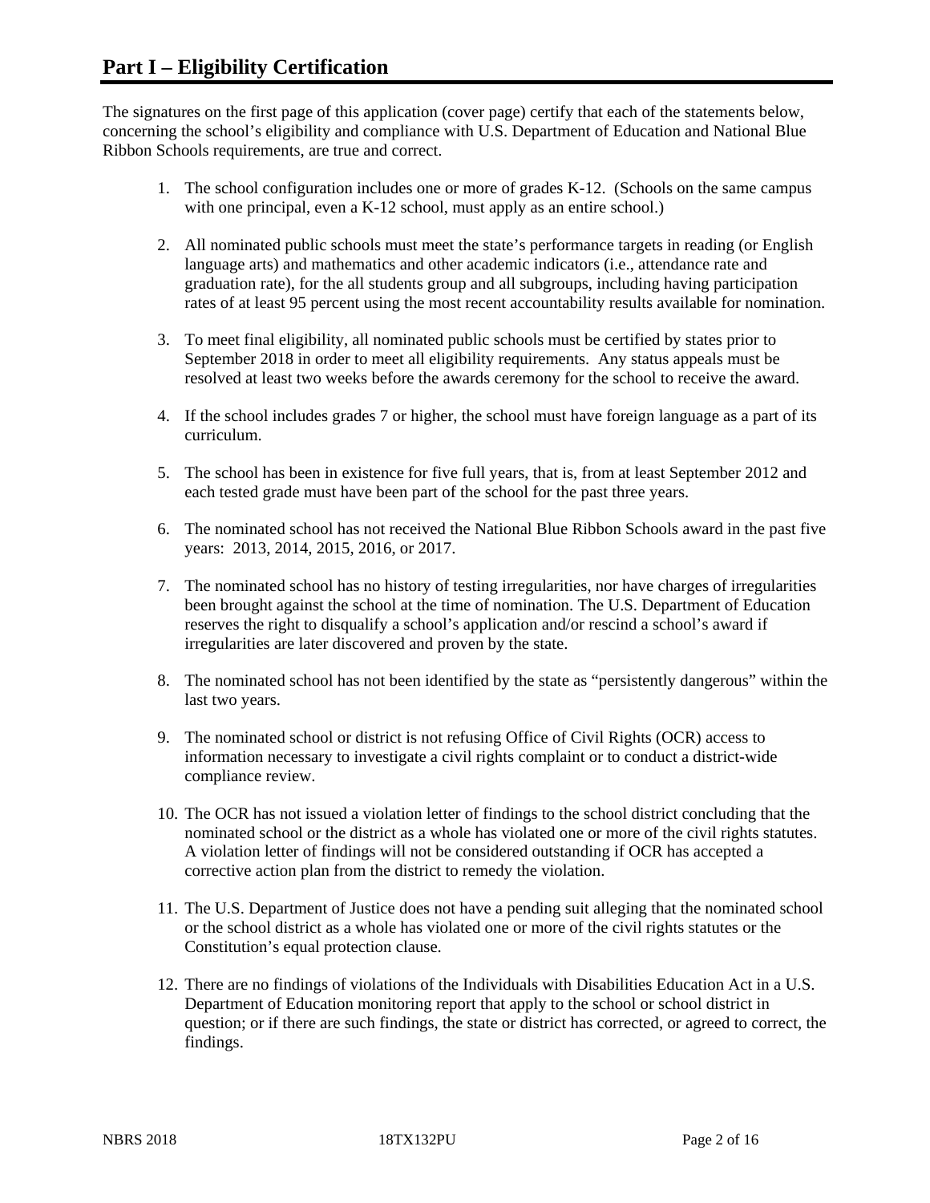# Part I – Eligibility Certification

The signatures on the first page of this application (cover page) certify that each of the statements below, concerning the school's eligibility and compliance with U.S. Department of Education and National Blue Ribbon Schools requirements, are true and correct.

1. The school configuration includes one or more of grades K-12. (Schools on the same campus with one principal, even a K-12 school, must apply as an entire school.)
2. All nominated public schools must meet the state's performance targets in reading (or English language arts) and mathematics and other academic indicators (i.e., attendance rate and graduation rate), for the all students group and all subgroups, including having participation rates of at least 95 percent using the most recent accountability results available for nomination.
3. To meet final eligibility, all nominated public schools must be certified by states prior to September 2018 in order to meet all eligibility requirements. Any status appeals must be resolved at least two weeks before the awards ceremony for the school to receive the award.
4. If the school includes grades 7 or higher, the school must have foreign language as a part of its curriculum.
5. The school has been in existence for five full years, that is, from at least September 2012 and each tested grade must have been part of the school for the past three years.
6. The nominated school has not received the National Blue Ribbon Schools award in the past five years: 2013, 2014, 2015, 2016, or 2017.
7. The nominated school has no history of testing irregularities, nor have charges of irregularities been brought against the school at the time of nomination. The U.S. Department of Education reserves the right to disqualify a school's application and/or rescind a school's award if irregularities are later discovered and proven by the state.
8. The nominated school has not been identified by the state as "persistently dangerous" within the last two years.
9. The nominated school or district is not refusing Office of Civil Rights (OCR) access to information necessary to investigate a civil rights complaint or to conduct a district-wide compliance review.
10. The OCR has not issued a violation letter of findings to the school district concluding that the nominated school or the district as a whole has violated one or more of the civil rights statutes. A violation letter of findings will not be considered outstanding if OCR has accepted a corrective action plan from the district to remedy the violation.
11. The U.S. Department of Justice does not have a pending suit alleging that the nominated school or the school district as a whole has violated one or more of the civil rights statutes or the Constitution's equal protection clause.
12. There are no findings of violations of the Individuals with Disabilities Education Act in a U.S. Department of Education monitoring report that apply to the school or school district in question; or if there are such findings, the state or district has corrected, or agreed to correct, the findings.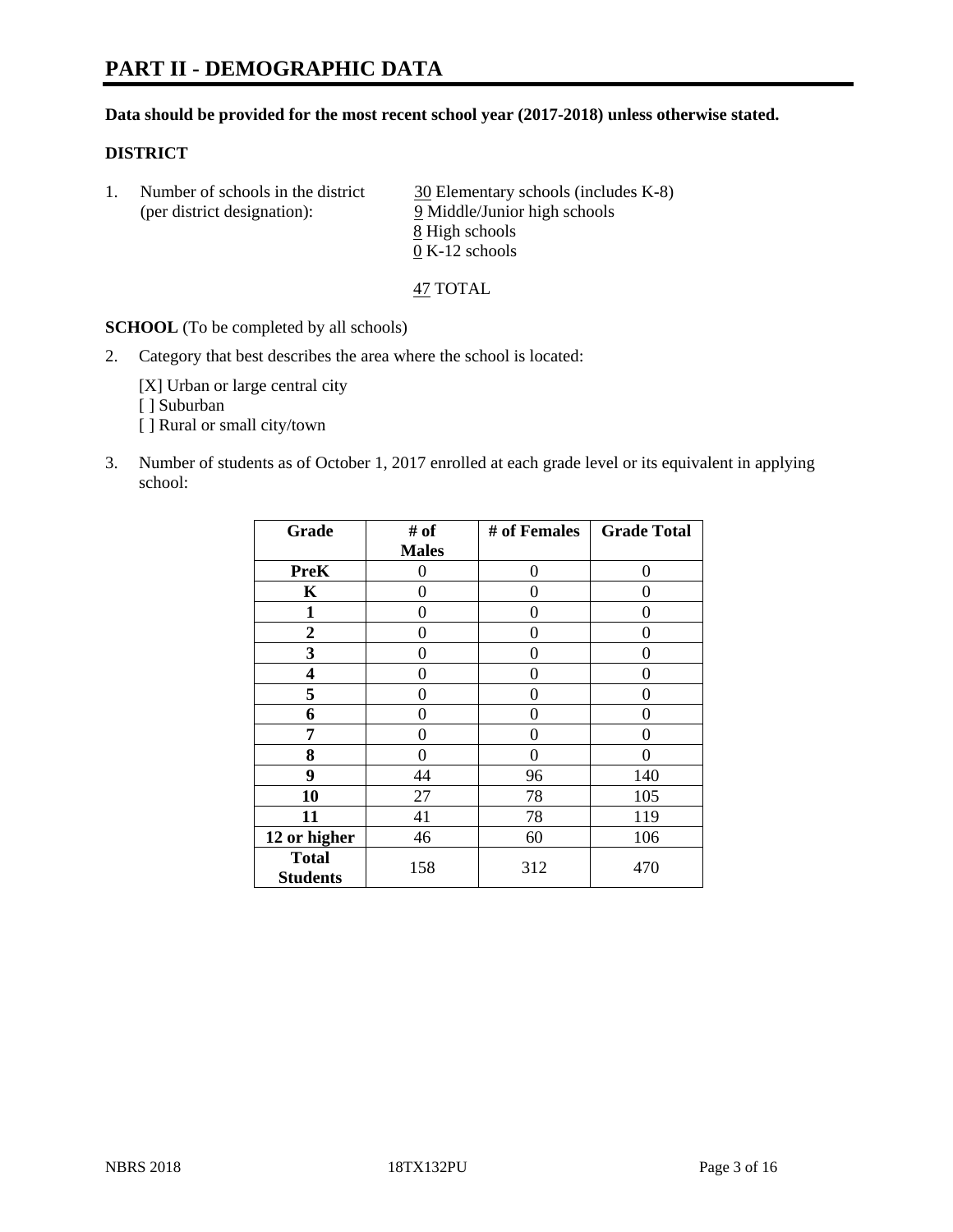# PART II - DEMOGRAPHIC DATA

**Data should be provided for the most recent school year (2017-2018) unless otherwise stated.**

**DISTRICT**

1. Number of schools in the district (per district designation):
   30 Elementary schools (includes K-8)
   9 Middle/Junior high schools
   8 High schools
   0 K-12 schools

   47 TOTAL

**SCHOOL** (To be completed by all schools)

2. Category that best describes the area where the school is located:

   [X] Urban or large central city
   [ ] Suburban
   [ ] Rural or small city/town

3. Number of students as of October 1, 2017 enrolled at each grade level or its equivalent in applying school:

| Grade | # of Males | # of Females | Grade Total |
|---|---|---|---|
| **PreK** | 0 | 0 | 0 |
| **K** | 0 | 0 | 0 |
| **1** | 0 | 0 | 0 |
| **2** | 0 | 0 | 0 |
| **3** | 0 | 0 | 0 |
| **4** | 0 | 0 | 0 |
| **5** | 0 | 0 | 0 |
| **6** | 0 | 0 | 0 |
| **7** | 0 | 0 | 0 |
| **8** | 0 | 0 | 0 |
| **9** | 44 | 96 | 140 |
| **10** | 27 | 78 | 105 |
| **11** | 41 | 78 | 119 |
| **12 or higher** | 46 | 60 | 106 |
| **Total Students** | 158 | 312 | 470 |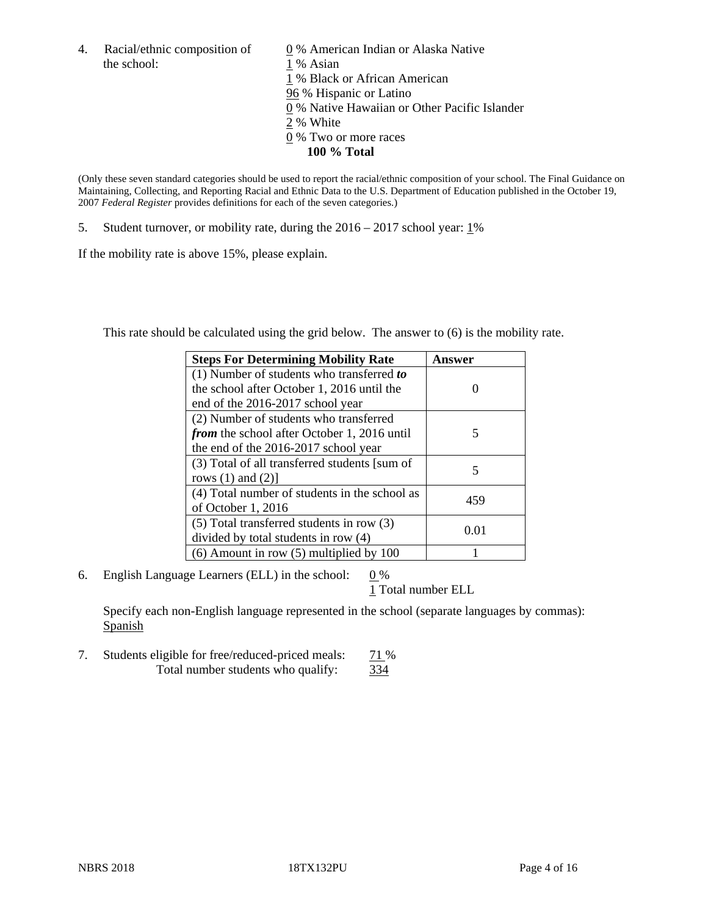4. Racial/ethnic composition of the school:

0 % American Indian or Alaska Native
1 % Asian
1 % Black or African American
96 % Hispanic or Latino
0 % Native Hawaiian or Other Pacific Islander
2 % White
0 % Two or more races
**100 % Total**

(Only these seven standard categories should be used to report the racial/ethnic composition of your school. The Final Guidance on Maintaining, Collecting, and Reporting Racial and Ethnic Data to the U.S. Department of Education published in the October 19, 2007 *Federal Register* provides definitions for each of the seven categories.)

5. Student turnover, or mobility rate, during the 2016 – 2017 school year: 1%

If the mobility rate is above 15%, please explain.

This rate should be calculated using the grid below. The answer to (6) is the mobility rate.

| **Steps For Determining Mobility Rate** | **Answer** |
| --- | --- |
| (1) Number of students who transferred ***to*** the school after October 1, 2016 until the end of the 2016-2017 school year | 0 |
| (2) Number of students who transferred ***from*** the school after October 1, 2016 until the end of the 2016-2017 school year | 5 |
| (3) Total of all transferred students [sum of rows (1) and (2)] | 5 |
| (4) Total number of students in the school as of October 1, 2016 | 459 |
| (5) Total transferred students in row (3) divided by total students in row (4) | 0.01 |
| (6) Amount in row (5) multiplied by 100 | 1 |

6. English Language Learners (ELL) in the school: 0 %
1 Total number ELL

Specify each non-English language represented in the school (separate languages by commas):
Spanish

7. Students eligible for free/reduced-priced meals: 71 %
Total number students who qualify: 334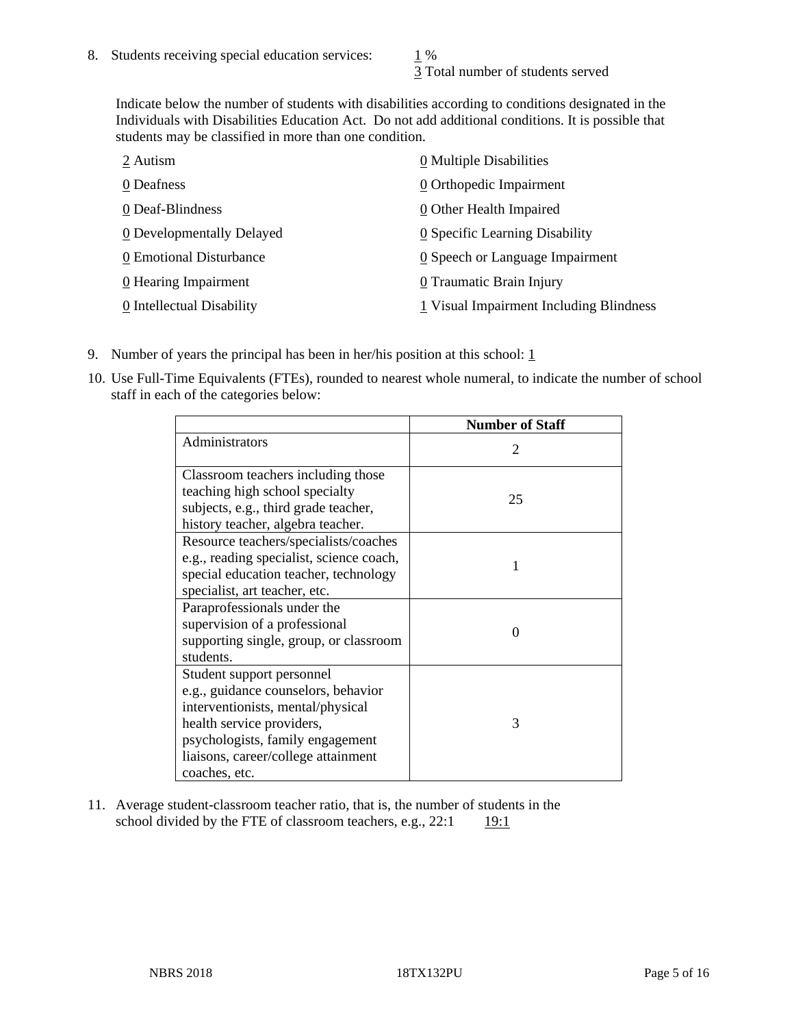8. Students receiving special education services: 1 %
   3 Total number of students served

   Indicate below the number of students with disabilities according to conditions designated in the Individuals with Disabilities Education Act. Do not add additional conditions. It is possible that students may be classified in more than one condition.

   2 Autism
   0 Deafness
   0 Deaf-Blindness
   0 Developmentally Delayed
   0 Emotional Disturbance
   0 Hearing Impairment
   0 Intellectual Disability
   0 Multiple Disabilities
   0 Orthopedic Impairment
   0 Other Health Impaired
   0 Specific Learning Disability
   0 Speech or Language Impairment
   0 Traumatic Brain Injury
   1 Visual Impairment Including Blindness

9. Number of years the principal has been in her/his position at this school: 1

10. Use Full-Time Equivalents (FTEs), rounded to nearest whole numeral, to indicate the number of school staff in each of the categories below:

| | Number of Staff |
|---|---|
| Administrators | 2 |
| Classroom teachers including those teaching high school specialty subjects, e.g., third grade teacher, history teacher, algebra teacher. | 25 |
| Resource teachers/specialists/coaches e.g., reading specialist, science coach, special education teacher, technology specialist, art teacher, etc. | 1 |
| Paraprofessionals under the supervision of a professional supporting single, group, or classroom students. | 0 |
| Student support personnel e.g., guidance counselors, behavior interventionists, mental/physical health service providers, psychologists, family engagement liaisons, career/college attainment coaches, etc. | 3 |

11. Average student-classroom teacher ratio, that is, the number of students in the school divided by the FTE of classroom teachers, e.g., 22:1 19:1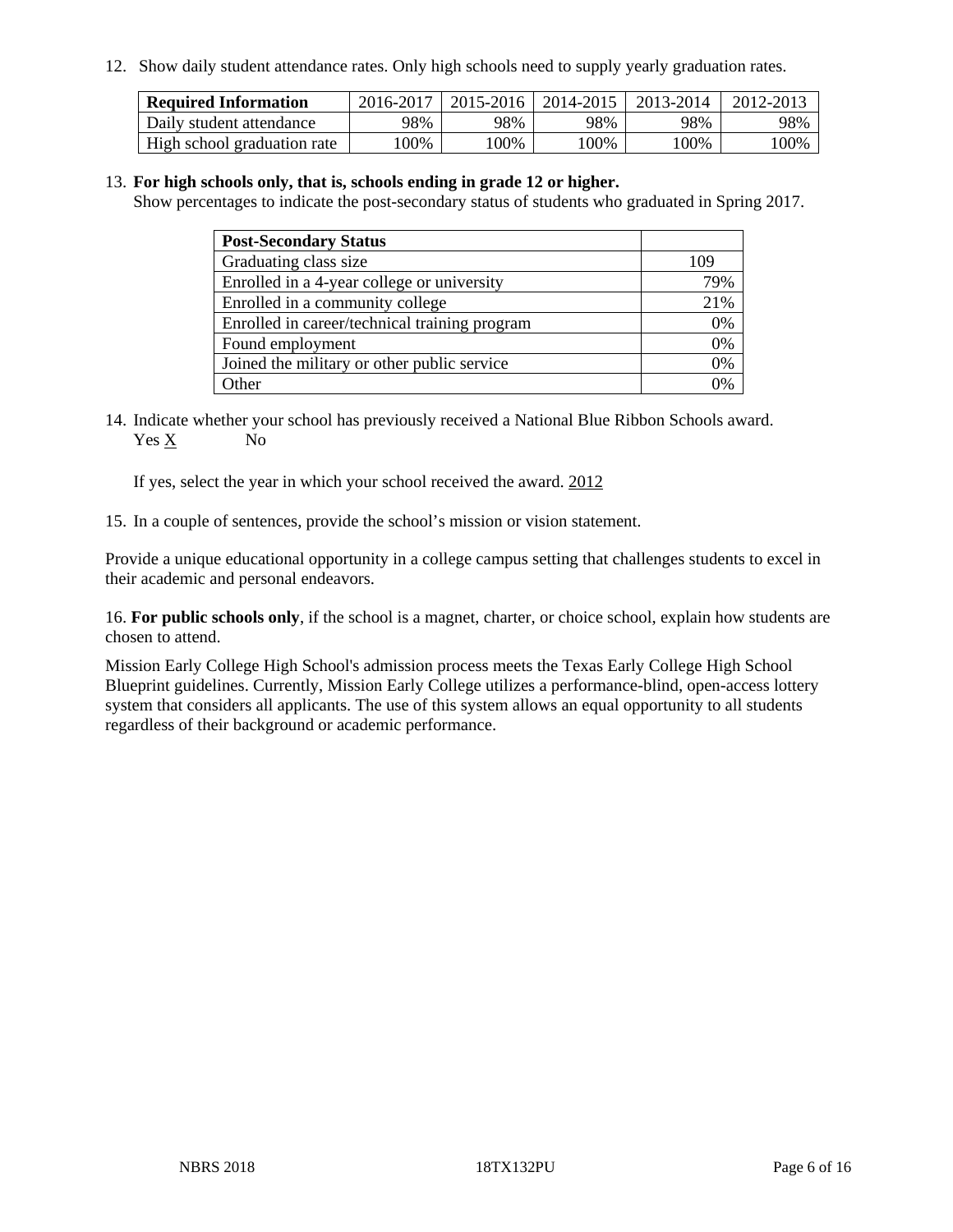12. Show daily student attendance rates. Only high schools need to supply yearly graduation rates.

| Required Information | 2016-2017 | 2015-2016 | 2014-2015 | 2013-2014 | 2012-2013 |
| --- | --- | --- | --- | --- | --- |
| Daily student attendance | 98% | 98% | 98% | 98% | 98% |
| High school graduation rate | 100% | 100% | 100% | 100% | 100% |

13. **For high schools only, that is, schools ending in grade 12 or higher.**
Show percentages to indicate the post-secondary status of students who graduated in Spring 2017.

| Post-Secondary Status | |
| --- | --- |
| Graduating class size | 109 |
| Enrolled in a 4-year college or university | 79% |
| Enrolled in a community college | 21% |
| Enrolled in career/technical training program | 0% |
| Found employment | 0% |
| Joined the military or other public service | 0% |
| Other | 0% |

14. Indicate whether your school has previously received a National Blue Ribbon Schools award.
Yes X No

If yes, select the year in which your school received the award. 2012

15. In a couple of sentences, provide the school's mission or vision statement.

Provide a unique educational opportunity in a college campus setting that challenges students to excel in their academic and personal endeavors.

16. **For public schools only**, if the school is a magnet, charter, or choice school, explain how students are chosen to attend.

Mission Early College High School's admission process meets the Texas Early College High School Blueprint guidelines. Currently, Mission Early College utilizes a performance-blind, open-access lottery system that considers all applicants. The use of this system allows an equal opportunity to all students regardless of their background or academic performance.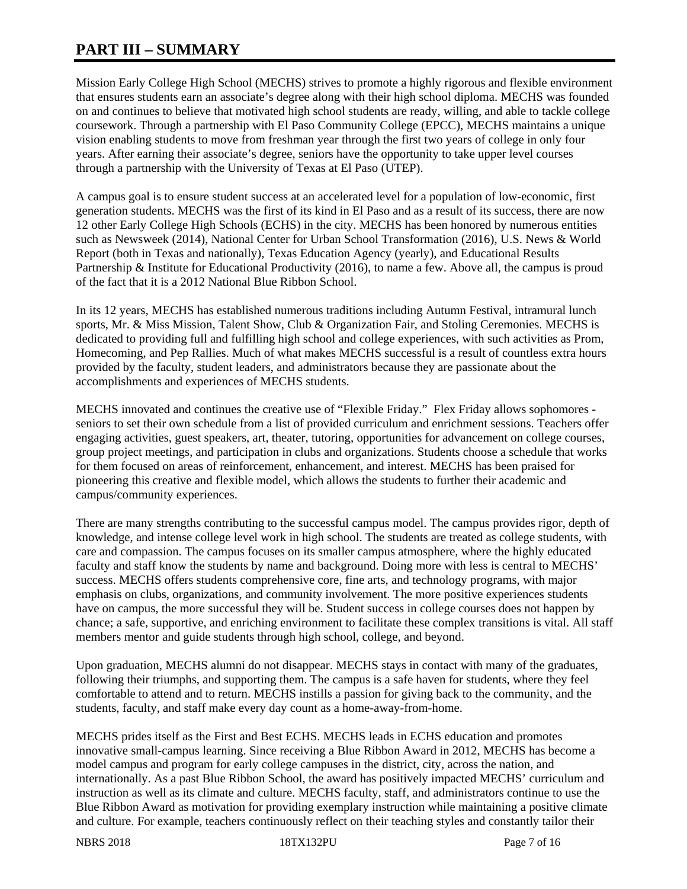# PART III – SUMMARY

Mission Early College High School (MECHS) strives to promote a highly rigorous and flexible environment that ensures students earn an associate's degree along with their high school diploma. MECHS was founded on and continues to believe that motivated high school students are ready, willing, and able to tackle college coursework. Through a partnership with El Paso Community College (EPCC), MECHS maintains a unique vision enabling students to move from freshman year through the first two years of college in only four years. After earning their associate's degree, seniors have the opportunity to take upper level courses through a partnership with the University of Texas at El Paso (UTEP).

A campus goal is to ensure student success at an accelerated level for a population of low-economic, first generation students. MECHS was the first of its kind in El Paso and as a result of its success, there are now 12 other Early College High Schools (ECHS) in the city. MECHS has been honored by numerous entities such as Newsweek (2014), National Center for Urban School Transformation (2016), U.S. News & World Report (both in Texas and nationally), Texas Education Agency (yearly), and Educational Results Partnership & Institute for Educational Productivity (2016), to name a few. Above all, the campus is proud of the fact that it is a 2012 National Blue Ribbon School.

In its 12 years, MECHS has established numerous traditions including Autumn Festival, intramural lunch sports, Mr. & Miss Mission, Talent Show, Club & Organization Fair, and Stoling Ceremonies. MECHS is dedicated to providing full and fulfilling high school and college experiences, with such activities as Prom, Homecoming, and Pep Rallies. Much of what makes MECHS successful is a result of countless extra hours provided by the faculty, student leaders, and administrators because they are passionate about the accomplishments and experiences of MECHS students.

MECHS innovated and continues the creative use of "Flexible Friday." Flex Friday allows sophomores - seniors to set their own schedule from a list of provided curriculum and enrichment sessions. Teachers offer engaging activities, guest speakers, art, theater, tutoring, opportunities for advancement on college courses, group project meetings, and participation in clubs and organizations. Students choose a schedule that works for them focused on areas of reinforcement, enhancement, and interest. MECHS has been praised for pioneering this creative and flexible model, which allows the students to further their academic and campus/community experiences.

There are many strengths contributing to the successful campus model. The campus provides rigor, depth of knowledge, and intense college level work in high school. The students are treated as college students, with care and compassion. The campus focuses on its smaller campus atmosphere, where the highly educated faculty and staff know the students by name and background. Doing more with less is central to MECHS' success. MECHS offers students comprehensive core, fine arts, and technology programs, with major emphasis on clubs, organizations, and community involvement. The more positive experiences students have on campus, the more successful they will be. Student success in college courses does not happen by chance; a safe, supportive, and enriching environment to facilitate these complex transitions is vital. All staff members mentor and guide students through high school, college, and beyond.

Upon graduation, MECHS alumni do not disappear. MECHS stays in contact with many of the graduates, following their triumphs, and supporting them. The campus is a safe haven for students, where they feel comfortable to attend and to return. MECHS instills a passion for giving back to the community, and the students, faculty, and staff make every day count as a home-away-from-home.

MECHS prides itself as the First and Best ECHS. MECHS leads in ECHS education and promotes innovative small-campus learning. Since receiving a Blue Ribbon Award in 2012, MECHS has become a model campus and program for early college campuses in the district, city, across the nation, and internationally. As a past Blue Ribbon School, the award has positively impacted MECHS' curriculum and instruction as well as its climate and culture. MECHS faculty, staff, and administrators continue to use the Blue Ribbon Award as motivation for providing exemplary instruction while maintaining a positive climate and culture. For example, teachers continuously reflect on their teaching styles and constantly tailor their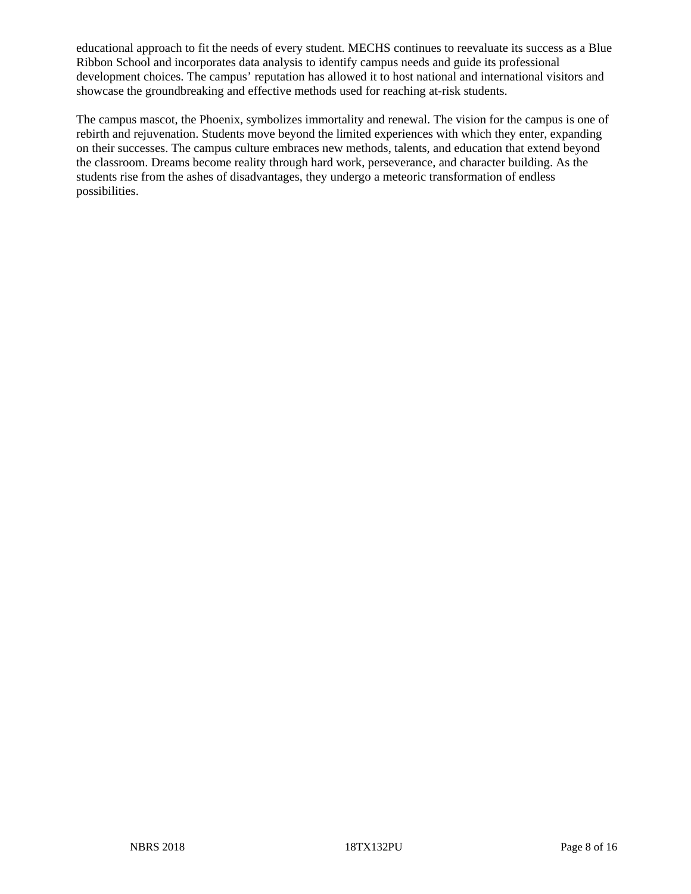educational approach to fit the needs of every student. MECHS continues to reevaluate its success as a Blue Ribbon School and incorporates data analysis to identify campus needs and guide its professional development choices. The campus' reputation has allowed it to host national and international visitors and showcase the groundbreaking and effective methods used for reaching at-risk students.

The campus mascot, the Phoenix, symbolizes immortality and renewal. The vision for the campus is one of rebirth and rejuvenation. Students move beyond the limited experiences with which they enter, expanding on their successes. The campus culture embraces new methods, talents, and education that extend beyond the classroom. Dreams become reality through hard work, perseverance, and character building. As the students rise from the ashes of disadvantages, they undergo a meteoric transformation of endless possibilities.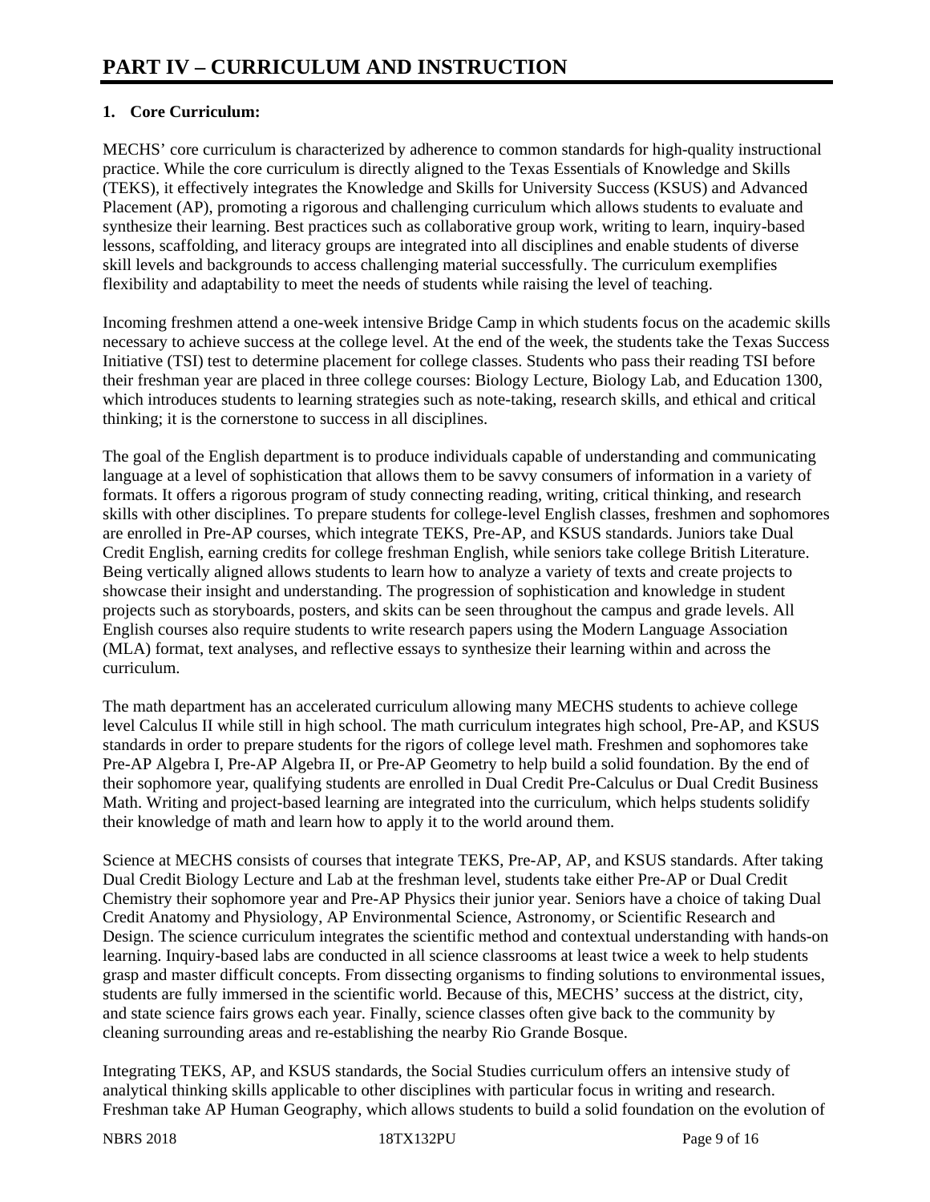# PART IV – CURRICULUM AND INSTRUCTION

**1. Core Curriculum:**

MECHS' core curriculum is characterized by adherence to common standards for high-quality instructional practice. While the core curriculum is directly aligned to the Texas Essentials of Knowledge and Skills (TEKS), it effectively integrates the Knowledge and Skills for University Success (KSUS) and Advanced Placement (AP), promoting a rigorous and challenging curriculum which allows students to evaluate and synthesize their learning. Best practices such as collaborative group work, writing to learn, inquiry-based lessons, scaffolding, and literacy groups are integrated into all disciplines and enable students of diverse skill levels and backgrounds to access challenging material successfully. The curriculum exemplifies flexibility and adaptability to meet the needs of students while raising the level of teaching.

Incoming freshmen attend a one-week intensive Bridge Camp in which students focus on the academic skills necessary to achieve success at the college level. At the end of the week, the students take the Texas Success Initiative (TSI) test to determine placement for college classes. Students who pass their reading TSI before their freshman year are placed in three college courses: Biology Lecture, Biology Lab, and Education 1300, which introduces students to learning strategies such as note-taking, research skills, and ethical and critical thinking; it is the cornerstone to success in all disciplines.

The goal of the English department is to produce individuals capable of understanding and communicating language at a level of sophistication that allows them to be savvy consumers of information in a variety of formats. It offers a rigorous program of study connecting reading, writing, critical thinking, and research skills with other disciplines. To prepare students for college-level English classes, freshmen and sophomores are enrolled in Pre-AP courses, which integrate TEKS, Pre-AP, and KSUS standards. Juniors take Dual Credit English, earning credits for college freshman English, while seniors take college British Literature. Being vertically aligned allows students to learn how to analyze a variety of texts and create projects to showcase their insight and understanding. The progression of sophistication and knowledge in student projects such as storyboards, posters, and skits can be seen throughout the campus and grade levels. All English courses also require students to write research papers using the Modern Language Association (MLA) format, text analyses, and reflective essays to synthesize their learning within and across the curriculum.

The math department has an accelerated curriculum allowing many MECHS students to achieve college level Calculus II while still in high school. The math curriculum integrates high school, Pre-AP, and KSUS standards in order to prepare students for the rigors of college level math. Freshmen and sophomores take Pre-AP Algebra I, Pre-AP Algebra II, or Pre-AP Geometry to help build a solid foundation. By the end of their sophomore year, qualifying students are enrolled in Dual Credit Pre-Calculus or Dual Credit Business Math. Writing and project-based learning are integrated into the curriculum, which helps students solidify their knowledge of math and learn how to apply it to the world around them.

Science at MECHS consists of courses that integrate TEKS, Pre-AP, AP, and KSUS standards. After taking Dual Credit Biology Lecture and Lab at the freshman level, students take either Pre-AP or Dual Credit Chemistry their sophomore year and Pre-AP Physics their junior year. Seniors have a choice of taking Dual Credit Anatomy and Physiology, AP Environmental Science, Astronomy, or Scientific Research and Design. The science curriculum integrates the scientific method and contextual understanding with hands-on learning. Inquiry-based labs are conducted in all science classrooms at least twice a week to help students grasp and master difficult concepts. From dissecting organisms to finding solutions to environmental issues, students are fully immersed in the scientific world. Because of this, MECHS' success at the district, city, and state science fairs grows each year. Finally, science classes often give back to the community by cleaning surrounding areas and re-establishing the nearby Rio Grande Bosque.

Integrating TEKS, AP, and KSUS standards, the Social Studies curriculum offers an intensive study of analytical thinking skills applicable to other disciplines with particular focus in writing and research. Freshman take AP Human Geography, which allows students to build a solid foundation on the evolution of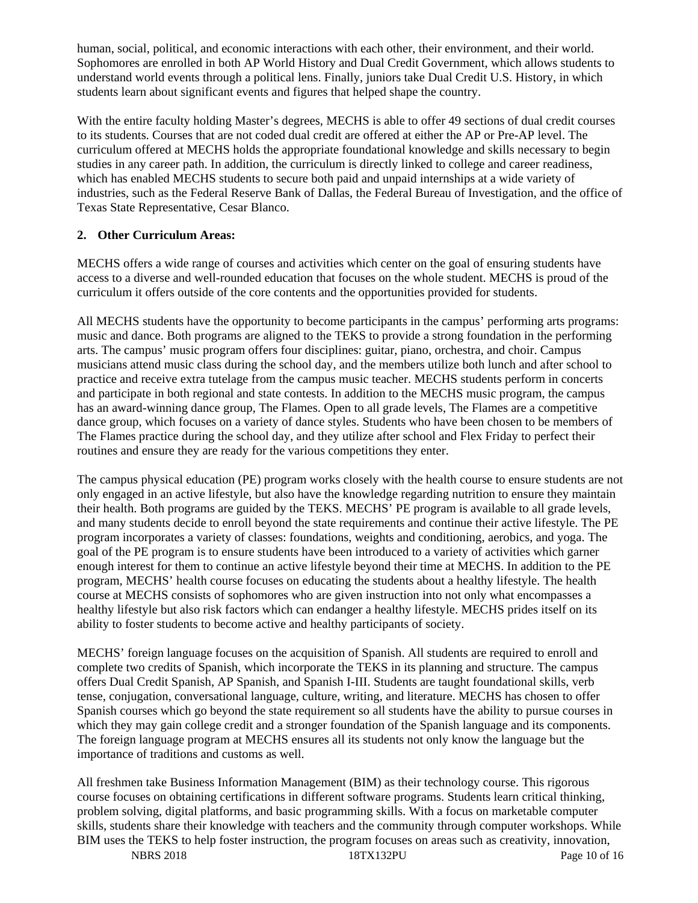human, social, political, and economic interactions with each other, their environment, and their world. Sophomores are enrolled in both AP World History and Dual Credit Government, which allows students to understand world events through a political lens. Finally, juniors take Dual Credit U.S. History, in which students learn about significant events and figures that helped shape the country.

With the entire faculty holding Master's degrees, MECHS is able to offer 49 sections of dual credit courses to its students. Courses that are not coded dual credit are offered at either the AP or Pre-AP level. The curriculum offered at MECHS holds the appropriate foundational knowledge and skills necessary to begin studies in any career path. In addition, the curriculum is directly linked to college and career readiness, which has enabled MECHS students to secure both paid and unpaid internships at a wide variety of industries, such as the Federal Reserve Bank of Dallas, the Federal Bureau of Investigation, and the office of Texas State Representative, Cesar Blanco.

**2. Other Curriculum Areas:**

MECHS offers a wide range of courses and activities which center on the goal of ensuring students have access to a diverse and well-rounded education that focuses on the whole student. MECHS is proud of the curriculum it offers outside of the core contents and the opportunities provided for students.

All MECHS students have the opportunity to become participants in the campus' performing arts programs: music and dance. Both programs are aligned to the TEKS to provide a strong foundation in the performing arts. The campus' music program offers four disciplines: guitar, piano, orchestra, and choir. Campus musicians attend music class during the school day, and the members utilize both lunch and after school to practice and receive extra tutelage from the campus music teacher. MECHS students perform in concerts and participate in both regional and state contests. In addition to the MECHS music program, the campus has an award-winning dance group, The Flames. Open to all grade levels, The Flames are a competitive dance group, which focuses on a variety of dance styles. Students who have been chosen to be members of The Flames practice during the school day, and they utilize after school and Flex Friday to perfect their routines and ensure they are ready for the various competitions they enter.

The campus physical education (PE) program works closely with the health course to ensure students are not only engaged in an active lifestyle, but also have the knowledge regarding nutrition to ensure they maintain their health. Both programs are guided by the TEKS. MECHS' PE program is available to all grade levels, and many students decide to enroll beyond the state requirements and continue their active lifestyle. The PE program incorporates a variety of classes: foundations, weights and conditioning, aerobics, and yoga. The goal of the PE program is to ensure students have been introduced to a variety of activities which garner enough interest for them to continue an active lifestyle beyond their time at MECHS. In addition to the PE program, MECHS' health course focuses on educating the students about a healthy lifestyle. The health course at MECHS consists of sophomores who are given instruction into not only what encompasses a healthy lifestyle but also risk factors which can endanger a healthy lifestyle. MECHS prides itself on its ability to foster students to become active and healthy participants of society.

MECHS' foreign language focuses on the acquisition of Spanish. All students are required to enroll and complete two credits of Spanish, which incorporate the TEKS in its planning and structure. The campus offers Dual Credit Spanish, AP Spanish, and Spanish I-III. Students are taught foundational skills, verb tense, conjugation, conversational language, culture, writing, and literature. MECHS has chosen to offer Spanish courses which go beyond the state requirement so all students have the ability to pursue courses in which they may gain college credit and a stronger foundation of the Spanish language and its components. The foreign language program at MECHS ensures all its students not only know the language but the importance of traditions and customs as well.

All freshmen take Business Information Management (BIM) as their technology course. This rigorous course focuses on obtaining certifications in different software programs. Students learn critical thinking, problem solving, digital platforms, and basic programming skills. With a focus on marketable computer skills, students share their knowledge with teachers and the community through computer workshops. While BIM uses the TEKS to help foster instruction, the program focuses on areas such as creativity, innovation,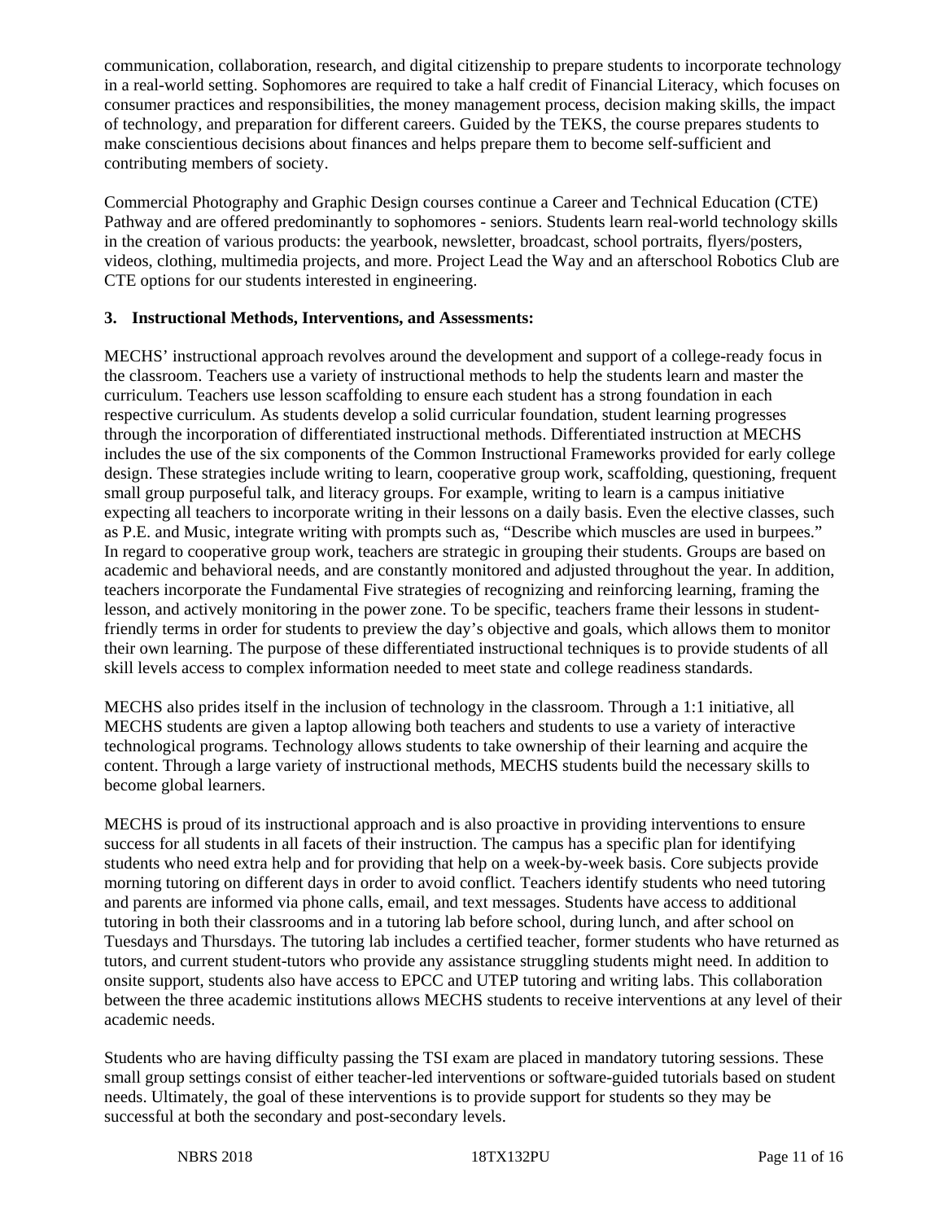communication, collaboration, research, and digital citizenship to prepare students to incorporate technology in a real-world setting. Sophomores are required to take a half credit of Financial Literacy, which focuses on consumer practices and responsibilities, the money management process, decision making skills, the impact of technology, and preparation for different careers. Guided by the TEKS, the course prepares students to make conscientious decisions about finances and helps prepare them to become self-sufficient and contributing members of society.

Commercial Photography and Graphic Design courses continue a Career and Technical Education (CTE) Pathway and are offered predominantly to sophomores - seniors. Students learn real-world technology skills in the creation of various products: the yearbook, newsletter, broadcast, school portraits, flyers/posters, videos, clothing, multimedia projects, and more. Project Lead the Way and an afterschool Robotics Club are CTE options for our students interested in engineering.

**3. Instructional Methods, Interventions, and Assessments:**

MECHS' instructional approach revolves around the development and support of a college-ready focus in the classroom. Teachers use a variety of instructional methods to help the students learn and master the curriculum. Teachers use lesson scaffolding to ensure each student has a strong foundation in each respective curriculum. As students develop a solid curricular foundation, student learning progresses through the incorporation of differentiated instructional methods. Differentiated instruction at MECHS includes the use of the six components of the Common Instructional Frameworks provided for early college design. These strategies include writing to learn, cooperative group work, scaffolding, questioning, frequent small group purposeful talk, and literacy groups. For example, writing to learn is a campus initiative expecting all teachers to incorporate writing in their lessons on a daily basis. Even the elective classes, such as P.E. and Music, integrate writing with prompts such as, "Describe which muscles are used in burpees." In regard to cooperative group work, teachers are strategic in grouping their students. Groups are based on academic and behavioral needs, and are constantly monitored and adjusted throughout the year. In addition, teachers incorporate the Fundamental Five strategies of recognizing and reinforcing learning, framing the lesson, and actively monitoring in the power zone. To be specific, teachers frame their lessons in student-friendly terms in order for students to preview the day's objective and goals, which allows them to monitor their own learning. The purpose of these differentiated instructional techniques is to provide students of all skill levels access to complex information needed to meet state and college readiness standards.

MECHS also prides itself in the inclusion of technology in the classroom. Through a 1:1 initiative, all MECHS students are given a laptop allowing both teachers and students to use a variety of interactive technological programs. Technology allows students to take ownership of their learning and acquire the content. Through a large variety of instructional methods, MECHS students build the necessary skills to become global learners.

MECHS is proud of its instructional approach and is also proactive in providing interventions to ensure success for all students in all facets of their instruction. The campus has a specific plan for identifying students who need extra help and for providing that help on a week-by-week basis. Core subjects provide morning tutoring on different days in order to avoid conflict. Teachers identify students who need tutoring and parents are informed via phone calls, email, and text messages. Students have access to additional tutoring in both their classrooms and in a tutoring lab before school, during lunch, and after school on Tuesdays and Thursdays. The tutoring lab includes a certified teacher, former students who have returned as tutors, and current student-tutors who provide any assistance struggling students might need. In addition to onsite support, students also have access to EPCC and UTEP tutoring and writing labs. This collaboration between the three academic institutions allows MECHS students to receive interventions at any level of their academic needs.

Students who are having difficulty passing the TSI exam are placed in mandatory tutoring sessions. These small group settings consist of either teacher-led interventions or software-guided tutorials based on student needs. Ultimately, the goal of these interventions is to provide support for students so they may be successful at both the secondary and post-secondary levels.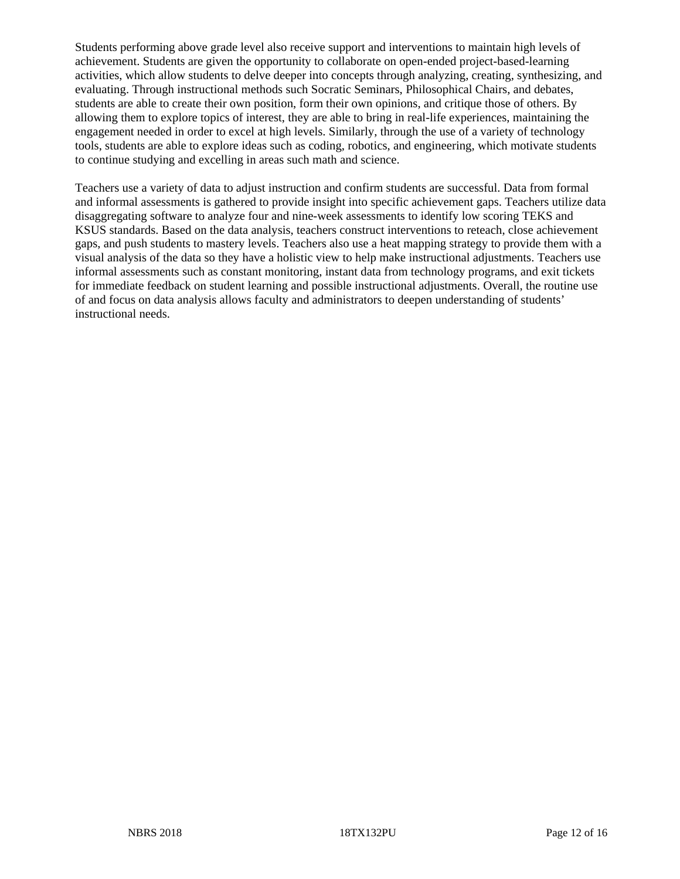Students performing above grade level also receive support and interventions to maintain high levels of achievement. Students are given the opportunity to collaborate on open-ended project-based-learning activities, which allow students to delve deeper into concepts through analyzing, creating, synthesizing, and evaluating. Through instructional methods such Socratic Seminars, Philosophical Chairs, and debates, students are able to create their own position, form their own opinions, and critique those of others. By allowing them to explore topics of interest, they are able to bring in real-life experiences, maintaining the engagement needed in order to excel at high levels. Similarly, through the use of a variety of technology tools, students are able to explore ideas such as coding, robotics, and engineering, which motivate students to continue studying and excelling in areas such math and science.

Teachers use a variety of data to adjust instruction and confirm students are successful. Data from formal and informal assessments is gathered to provide insight into specific achievement gaps. Teachers utilize data disaggregating software to analyze four and nine-week assessments to identify low scoring TEKS and KSUS standards. Based on the data analysis, teachers construct interventions to reteach, close achievement gaps, and push students to mastery levels. Teachers also use a heat mapping strategy to provide them with a visual analysis of the data so they have a holistic view to help make instructional adjustments. Teachers use informal assessments such as constant monitoring, instant data from technology programs, and exit tickets for immediate feedback on student learning and possible instructional adjustments. Overall, the routine use of and focus on data analysis allows faculty and administrators to deepen understanding of students' instructional needs.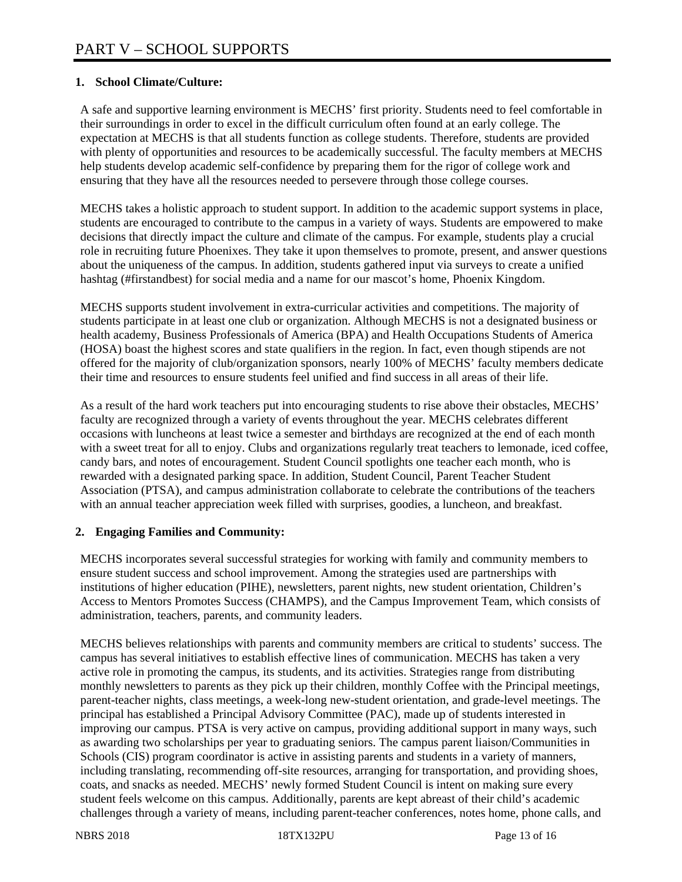# PART V – SCHOOL SUPPORTS

## 1. School Climate/Culture:

A safe and supportive learning environment is MECHS' first priority. Students need to feel comfortable in their surroundings in order to excel in the difficult curriculum often found at an early college. The expectation at MECHS is that all students function as college students. Therefore, students are provided with plenty of opportunities and resources to be academically successful. The faculty members at MECHS help students develop academic self-confidence by preparing them for the rigor of college work and ensuring that they have all the resources needed to persevere through those college courses.

MECHS takes a holistic approach to student support. In addition to the academic support systems in place, students are encouraged to contribute to the campus in a variety of ways. Students are empowered to make decisions that directly impact the culture and climate of the campus. For example, students play a crucial role in recruiting future Phoenixes. They take it upon themselves to promote, present, and answer questions about the uniqueness of the campus. In addition, students gathered input via surveys to create a unified hashtag (#firstandbest) for social media and a name for our mascot's home, Phoenix Kingdom.

MECHS supports student involvement in extra-curricular activities and competitions. The majority of students participate in at least one club or organization. Although MECHS is not a designated business or health academy, Business Professionals of America (BPA) and Health Occupations Students of America (HOSA) boast the highest scores and state qualifiers in the region. In fact, even though stipends are not offered for the majority of club/organization sponsors, nearly 100% of MECHS' faculty members dedicate their time and resources to ensure students feel unified and find success in all areas of their life.

As a result of the hard work teachers put into encouraging students to rise above their obstacles, MECHS' faculty are recognized through a variety of events throughout the year. MECHS celebrates different occasions with luncheons at least twice a semester and birthdays are recognized at the end of each month with a sweet treat for all to enjoy. Clubs and organizations regularly treat teachers to lemonade, iced coffee, candy bars, and notes of encouragement. Student Council spotlights one teacher each month, who is rewarded with a designated parking space. In addition, Student Council, Parent Teacher Student Association (PTSA), and campus administration collaborate to celebrate the contributions of the teachers with an annual teacher appreciation week filled with surprises, goodies, a luncheon, and breakfast.

## 2. Engaging Families and Community:

MECHS incorporates several successful strategies for working with family and community members to ensure student success and school improvement. Among the strategies used are partnerships with institutions of higher education (PIHE), newsletters, parent nights, new student orientation, Children's Access to Mentors Promotes Success (CHAMPS), and the Campus Improvement Team, which consists of administration, teachers, parents, and community leaders.

MECHS believes relationships with parents and community members are critical to students' success. The campus has several initiatives to establish effective lines of communication. MECHS has taken a very active role in promoting the campus, its students, and its activities. Strategies range from distributing monthly newsletters to parents as they pick up their children, monthly Coffee with the Principal meetings, parent-teacher nights, class meetings, a week-long new-student orientation, and grade-level meetings. The principal has established a Principal Advisory Committee (PAC), made up of students interested in improving our campus. PTSA is very active on campus, providing additional support in many ways, such as awarding two scholarships per year to graduating seniors. The campus parent liaison/Communities in Schools (CIS) program coordinator is active in assisting parents and students in a variety of manners, including translating, recommending off-site resources, arranging for transportation, and providing shoes, coats, and snacks as needed. MECHS' newly formed Student Council is intent on making sure every student feels welcome on this campus. Additionally, parents are kept abreast of their child's academic challenges through a variety of means, including parent-teacher conferences, notes home, phone calls, and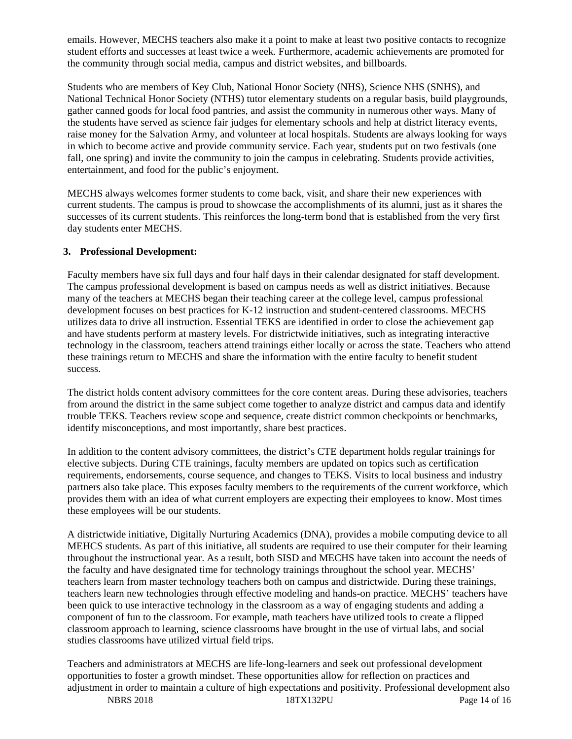emails. However, MECHS teachers also make it a point to make at least two positive contacts to recognize student efforts and successes at least twice a week. Furthermore, academic achievements are promoted for the community through social media, campus and district websites, and billboards.

Students who are members of Key Club, National Honor Society (NHS), Science NHS (SNHS), and National Technical Honor Society (NTHS) tutor elementary students on a regular basis, build playgrounds, gather canned goods for local food pantries, and assist the community in numerous other ways. Many of the students have served as science fair judges for elementary schools and help at district literacy events, raise money for the Salvation Army, and volunteer at local hospitals. Students are always looking for ways in which to become active and provide community service. Each year, students put on two festivals (one fall, one spring) and invite the community to join the campus in celebrating. Students provide activities, entertainment, and food for the public's enjoyment.

MECHS always welcomes former students to come back, visit, and share their new experiences with current students. The campus is proud to showcase the accomplishments of its alumni, just as it shares the successes of its current students. This reinforces the long-term bond that is established from the very first day students enter MECHS.

**3. Professional Development:**

Faculty members have six full days and four half days in their calendar designated for staff development. The campus professional development is based on campus needs as well as district initiatives. Because many of the teachers at MECHS began their teaching career at the college level, campus professional development focuses on best practices for K-12 instruction and student-centered classrooms. MECHS utilizes data to drive all instruction. Essential TEKS are identified in order to close the achievement gap and have students perform at mastery levels. For districtwide initiatives, such as integrating interactive technology in the classroom, teachers attend trainings either locally or across the state. Teachers who attend these trainings return to MECHS and share the information with the entire faculty to benefit student success.

The district holds content advisory committees for the core content areas. During these advisories, teachers from around the district in the same subject come together to analyze district and campus data and identify trouble TEKS. Teachers review scope and sequence, create district common checkpoints or benchmarks, identify misconceptions, and most importantly, share best practices.

In addition to the content advisory committees, the district's CTE department holds regular trainings for elective subjects. During CTE trainings, faculty members are updated on topics such as certification requirements, endorsements, course sequence, and changes to TEKS. Visits to local business and industry partners also take place. This exposes faculty members to the requirements of the current workforce, which provides them with an idea of what current employers are expecting their employees to know. Most times these employees will be our students.

A districtwide initiative, Digitally Nurturing Academics (DNA), provides a mobile computing device to all MEHCS students. As part of this initiative, all students are required to use their computer for their learning throughout the instructional year. As a result, both SISD and MECHS have taken into account the needs of the faculty and have designated time for technology trainings throughout the school year. MECHS' teachers learn from master technology teachers both on campus and districtwide. During these trainings, teachers learn new technologies through effective modeling and hands-on practice. MECHS' teachers have been quick to use interactive technology in the classroom as a way of engaging students and adding a component of fun to the classroom. For example, math teachers have utilized tools to create a flipped classroom approach to learning, science classrooms have brought in the use of virtual labs, and social studies classrooms have utilized virtual field trips.

Teachers and administrators at MECHS are life-long-learners and seek out professional development opportunities to foster a growth mindset. These opportunities allow for reflection on practices and adjustment in order to maintain a culture of high expectations and positivity. Professional development also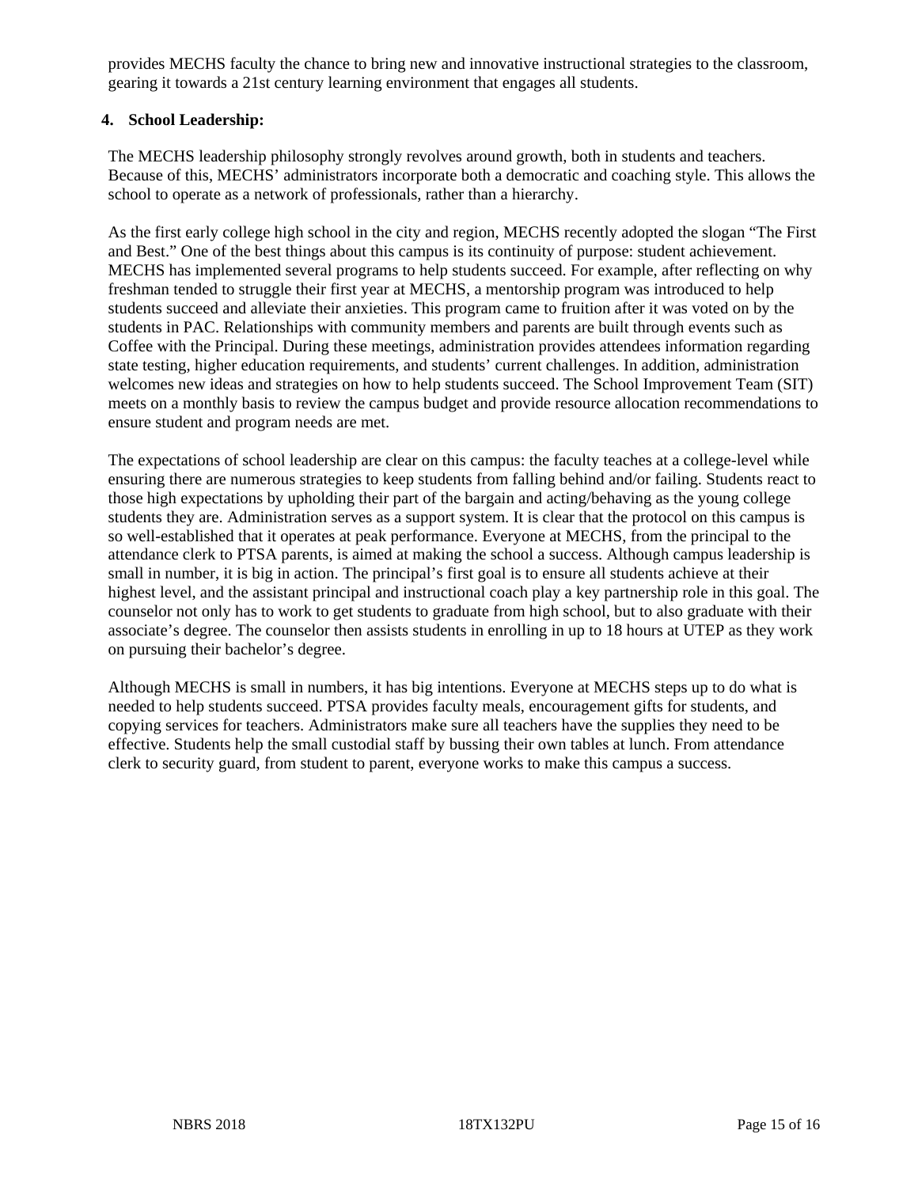provides MECHS faculty the chance to bring new and innovative instructional strategies to the classroom, gearing it towards a 21st century learning environment that engages all students.

**4. School Leadership:**

The MECHS leadership philosophy strongly revolves around growth, both in students and teachers. Because of this, MECHS' administrators incorporate both a democratic and coaching style. This allows the school to operate as a network of professionals, rather than a hierarchy.

As the first early college high school in the city and region, MECHS recently adopted the slogan "The First and Best." One of the best things about this campus is its continuity of purpose: student achievement. MECHS has implemented several programs to help students succeed. For example, after reflecting on why freshman tended to struggle their first year at MECHS, a mentorship program was introduced to help students succeed and alleviate their anxieties. This program came to fruition after it was voted on by the students in PAC. Relationships with community members and parents are built through events such as Coffee with the Principal. During these meetings, administration provides attendees information regarding state testing, higher education requirements, and students' current challenges. In addition, administration welcomes new ideas and strategies on how to help students succeed. The School Improvement Team (SIT) meets on a monthly basis to review the campus budget and provide resource allocation recommendations to ensure student and program needs are met.

The expectations of school leadership are clear on this campus: the faculty teaches at a college-level while ensuring there are numerous strategies to keep students from falling behind and/or failing. Students react to those high expectations by upholding their part of the bargain and acting/behaving as the young college students they are. Administration serves as a support system. It is clear that the protocol on this campus is so well-established that it operates at peak performance. Everyone at MECHS, from the principal to the attendance clerk to PTSA parents, is aimed at making the school a success. Although campus leadership is small in number, it is big in action. The principal's first goal is to ensure all students achieve at their highest level, and the assistant principal and instructional coach play a key partnership role in this goal. The counselor not only has to work to get students to graduate from high school, but to also graduate with their associate's degree. The counselor then assists students in enrolling in up to 18 hours at UTEP as they work on pursuing their bachelor's degree.

Although MECHS is small in numbers, it has big intentions. Everyone at MECHS steps up to do what is needed to help students succeed. PTSA provides faculty meals, encouragement gifts for students, and copying services for teachers. Administrators make sure all teachers have the supplies they need to be effective. Students help the small custodial staff by bussing their own tables at lunch. From attendance clerk to security guard, from student to parent, everyone works to make this campus a success.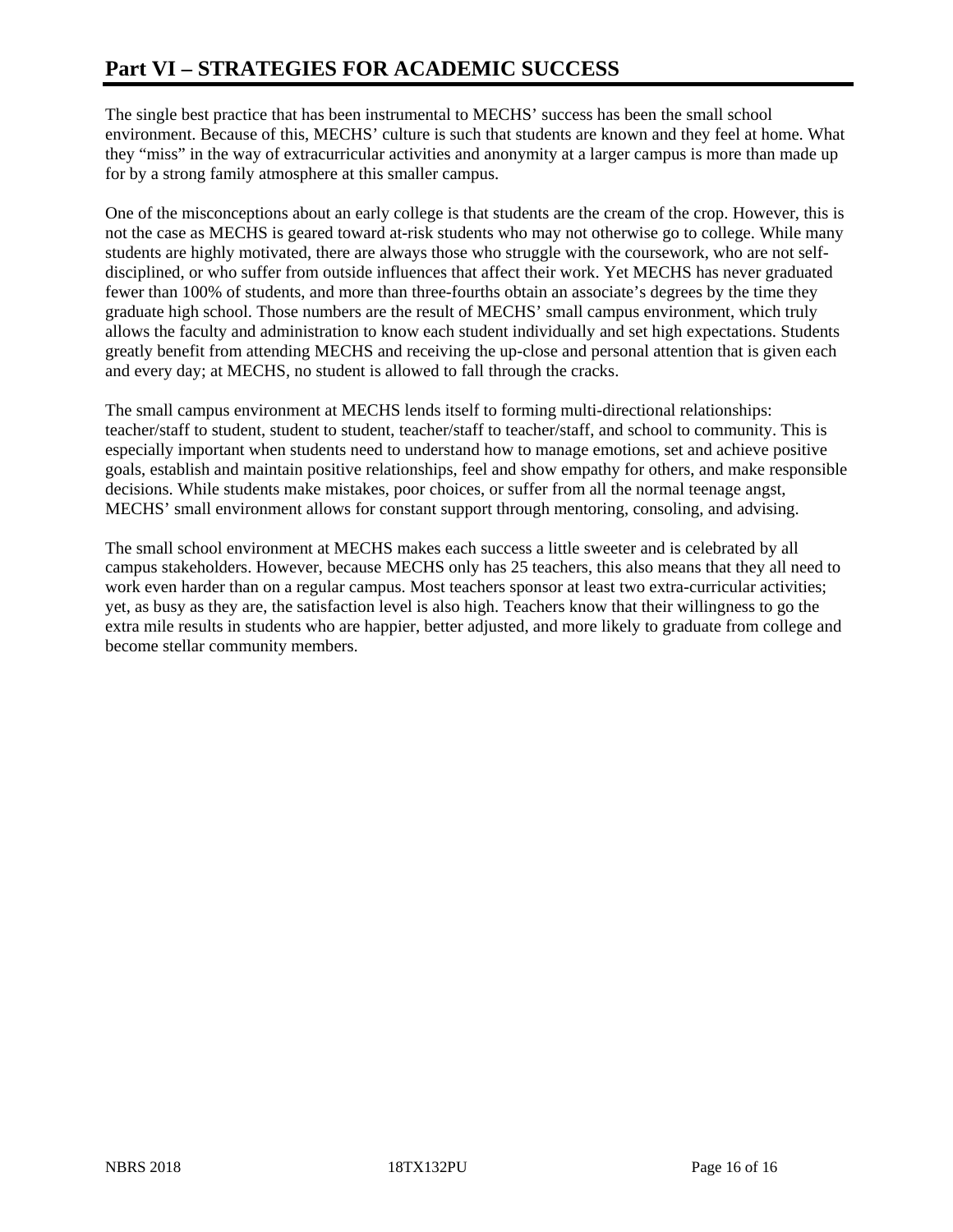# Part VI – STRATEGIES FOR ACADEMIC SUCCESS

The single best practice that has been instrumental to MECHS' success has been the small school environment. Because of this, MECHS' culture is such that students are known and they feel at home. What they "miss" in the way of extracurricular activities and anonymity at a larger campus is more than made up for by a strong family atmosphere at this smaller campus.

One of the misconceptions about an early college is that students are the cream of the crop. However, this is not the case as MECHS is geared toward at-risk students who may not otherwise go to college. While many students are highly motivated, there are always those who struggle with the coursework, who are not self-disciplined, or who suffer from outside influences that affect their work. Yet MECHS has never graduated fewer than 100% of students, and more than three-fourths obtain an associate's degrees by the time they graduate high school. Those numbers are the result of MECHS' small campus environment, which truly allows the faculty and administration to know each student individually and set high expectations. Students greatly benefit from attending MECHS and receiving the up-close and personal attention that is given each and every day; at MECHS, no student is allowed to fall through the cracks.

The small campus environment at MECHS lends itself to forming multi-directional relationships: teacher/staff to student, student to student, teacher/staff to teacher/staff, and school to community. This is especially important when students need to understand how to manage emotions, set and achieve positive goals, establish and maintain positive relationships, feel and show empathy for others, and make responsible decisions. While students make mistakes, poor choices, or suffer from all the normal teenage angst, MECHS' small environment allows for constant support through mentoring, consoling, and advising.

The small school environment at MECHS makes each success a little sweeter and is celebrated by all campus stakeholders. However, because MECHS only has 25 teachers, this also means that they all need to work even harder than on a regular campus. Most teachers sponsor at least two extra-curricular activities; yet, as busy as they are, the satisfaction level is also high. Teachers know that their willingness to go the extra mile results in students who are happier, better adjusted, and more likely to graduate from college and become stellar community members.